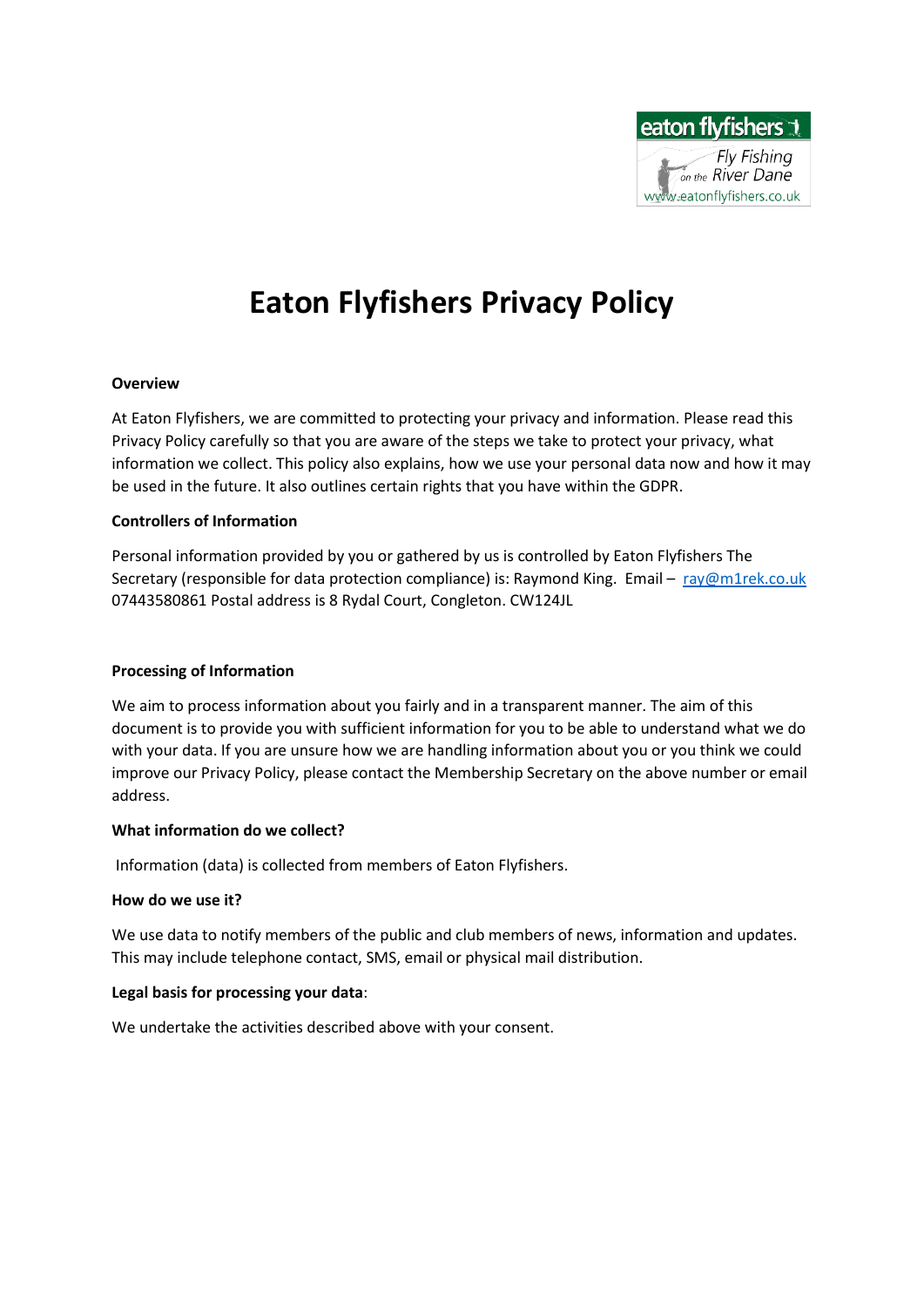# Eaton Flyfishers Privacy Policy

**Overview**

At Eaton Flyfishers, we are committed to protecting your privacy and information. Please read this Privacy Policy carefully so that you are aware of the steps we take to protect your privacy, what information we collect. This policy also explains, how we use your personal data now and how it may be used in the future. It also outlines certain rights that you have within the GDPR.

**Controllers of Information**

Personal information provided by you or gathered by us is controlled by Eaton Flyfishers The Secretary (responsible for data protection compliance) is: Raymond King. Email – ray@m1rek.co.uk 07443580861 Postal address is 8 Rydal Court, Congleton. CW124JL

**Processing of Information**

We aim to process information about you fairly and in a transparent manner. The aim of this document is to provide you with sufficient information for you to be able to understand what we do with your data. If you are unsure how we are handling information about you or you think we could improve our Privacy Policy, please contact the Membership Secretary on the above number or email address.

**What information do we collect?**

Information (data) is collected from members of Eaton Flyfishers.

**How do we use it?**

We use data to notify members of the public and club members of news, information and updates. This may include telephone contact, SMS, email or physical mail distribution.

**Legal basis for processing your data**:

We undertake the activities described above with your consent.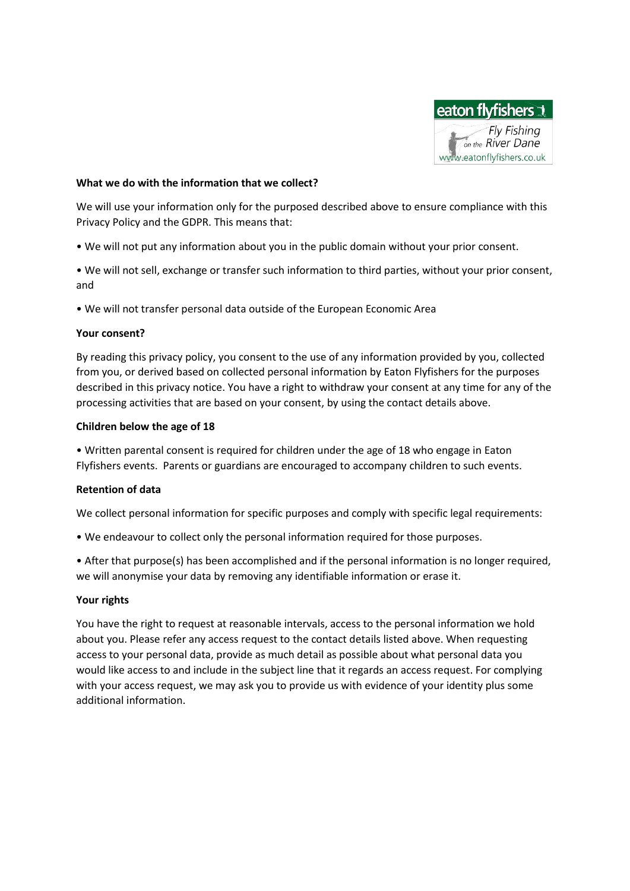**What we do with the information that we collect?**

We will use your information only for the purposed described above to ensure compliance with this Privacy Policy and the GDPR. This means that:

• We will not put any information about you in the public domain without your prior consent.

• We will not sell, exchange or transfer such information to third parties, without your prior consent, and

• We will not transfer personal data outside of the European Economic Area

**Your consent?**

By reading this privacy policy, you consent to the use of any information provided by you, collected from you, or derived based on collected personal information by Eaton Flyfishers for the purposes described in this privacy notice. You have a right to withdraw your consent at any time for any of the processing activities that are based on your consent, by using the contact details above.

**Children below the age of 18**

• Written parental consent is required for children under the age of 18 who engage in Eaton Flyfishers events. Parents or guardians are encouraged to accompany children to such events.

**Retention of data**

We collect personal information for specific purposes and comply with specific legal requirements:

• We endeavour to collect only the personal information required for those purposes.

• After that purpose(s) has been accomplished and if the personal information is no longer required, we will anonymise your data by removing any identifiable information or erase it.

**Your rights**

You have the right to request at reasonable intervals, access to the personal information we hold about you. Please refer any access request to the contact details listed above. When requesting access to your personal data, provide as much detail as possible about what personal data you would like access to and include in the subject line that it regards an access request. For complying with your access request, we may ask you to provide us with evidence of your identity plus some additional information.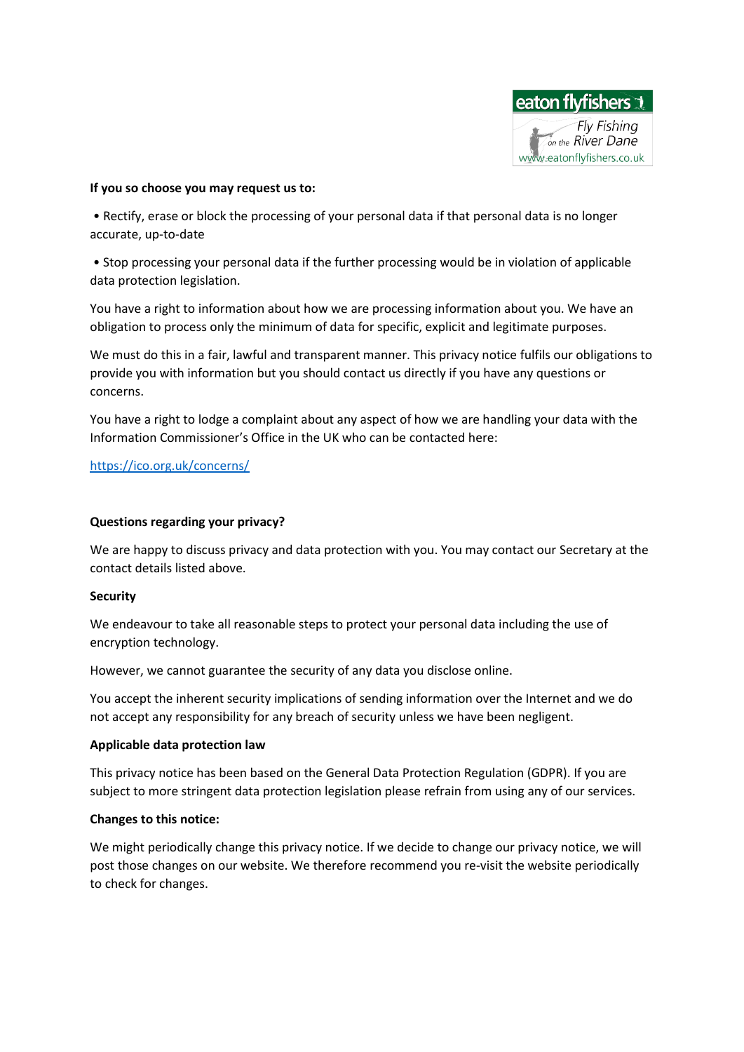**If you so choose you may request us to:**

- Rectify, erase or block the processing of your personal data if that personal data is no longer accurate, up-to-date
- Stop processing your personal data if the further processing would be in violation of applicable data protection legislation.

You have a right to information about how we are processing information about you. We have an obligation to process only the minimum of data for specific, explicit and legitimate purposes.

We must do this in a fair, lawful and transparent manner. This privacy notice fulfils our obligations to provide you with information but you should contact us directly if you have any questions or concerns.

You have a right to lodge a complaint about any aspect of how we are handling your data with the Information Commissioner's Office in the UK who can be contacted here:

[https://ico.org.uk/concerns/](https://ico.org.uk/concerns/)

**Questions regarding your privacy?**

We are happy to discuss privacy and data protection with you. You may contact our Secretary at the contact details listed above.

**Security**

We endeavour to take all reasonable steps to protect your personal data including the use of encryption technology.

However, we cannot guarantee the security of any data you disclose online.

You accept the inherent security implications of sending information over the Internet and we do not accept any responsibility for any breach of security unless we have been negligent.

**Applicable data protection law**

This privacy notice has been based on the General Data Protection Regulation (GDPR). If you are subject to more stringent data protection legislation please refrain from using any of our services.

**Changes to this notice:**

We might periodically change this privacy notice. If we decide to change our privacy notice, we will post those changes on our website. We therefore recommend you re-visit the website periodically to check for changes.